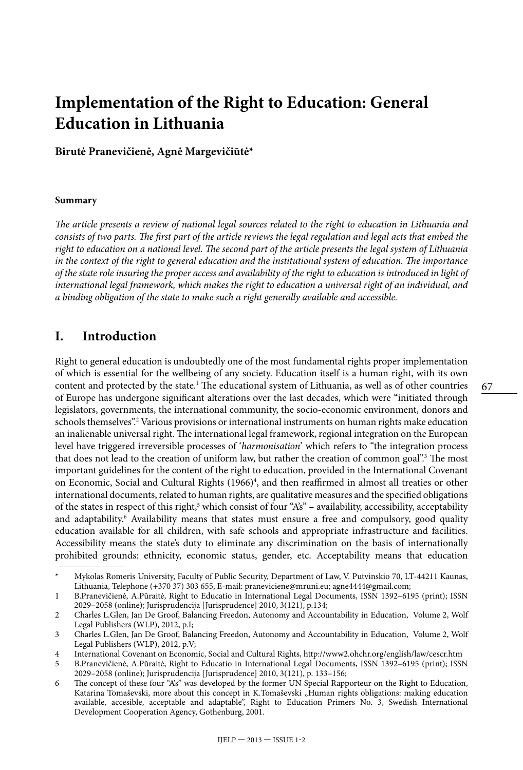# Implementation of the Right to Education: General Education in Lithuania

**Birutė Pranevičienė, Agnė Margevičiūtė***

**Summary**

*The article presents a review of national legal sources related to the right to education in Lithuania and consists of two parts. The first part of the article reviews the legal regulation and legal acts that embed the right to education on a national level. The second part of the article presents the legal system of Lithuania in the context of the right to general education and the institutional system of education. The importance of the state role insuring the proper access and availability of the right to education is introduced in light of international legal framework, which makes the right to education a universal right of an individual, and a binding obligation of the state to make such a right generally available and accessible.*

## I. Introduction

Right to general education is undoubtedly one of the most fundamental rights proper implementation of which is essential for the wellbeing of any society. Education itself is a human right, with its own content and protected by the state.[1] The educational system of Lithuania, as well as of other countries of Europe has undergone significant alterations over the last decades, which were "initiated through legislators, governments, the international community, the socio-economic environment, donors and schools themselves".[2] Various provisions or international instruments on human rights make education an inalienable universal right. The international legal framework, regional integration on the European level have triggered irreversible processes of '*harmonisation*' which refers to "the integration process that does not lead to the creation of uniform law, but rather the creation of common goal".[3] The most important guidelines for the content of the right to education, provided in the International Covenant on Economic, Social and Cultural Rights (1966)[4], and then reaffirmed in almost all treaties or other international documents, related to human rights, are qualitative measures and the specified obligations of the states in respect of this right,[5] which consist of four "A's" – availability, accessibility, acceptability and adaptability.[6] Availability means that states must ensure a free and compulsory, good quality education available for all children, with safe schools and appropriate infrastructure and facilities. Accessibility means the state's duty to eliminate any discrimination on the basis of internationally prohibited grounds: ethnicity, economic status, gender, etc. Acceptability means that education

---

\* Mykolas Romeris University, Faculty of Public Security, Department of Law, V. Putvinskio 70, LT-44211 Kaunas, Lithuania, Telephone (+370 37) 303 655, E-mail: praneviciene@mruni.eu; agne4444@gmail.com;

1 B.Pranevičienė, A.Pūraitė, Right to Educatio in International Legal Documents, ISSN 1392–6195 (print); ISSN 2029–2058 (online); Jurisprudencija [Jurisprudence] 2010, 3(121), p.134;

2 Charles L.Glen, Jan De Groof, Balancing Freedon, Autonomy and Accountability in Education, Volume 2, Wolf Legal Publishers (WLP), 2012, p.I;

3 Charles L.Glen, Jan De Groof, Balancing Freedon, Autonomy and Accountability in Education, Volume 2, Wolf Legal Publishers (WLP), 2012, p.V;

4 International Covenant on Economic, Social and Cultural Rights, http://www2.ohchr.org/english/law/cescr.htm

5 B.Pranevičienė, A.Pūraitė, Right to Educatio in International Legal Documents, ISSN 1392–6195 (print); ISSN 2029–2058 (online); Jurisprudencija [Jurisprudence] 2010, 3(121), p. 133–156;

6 The concept of these four "A's" was developed by the former UN Special Rapporteur on the Right to Education, Katarina Tomaševski, more about this concept in K.Tomaševski „Human rights obligations: making education available, accesible, acceptable and adaptable", Right to Education Primers No. 3, Swedish International Development Cooperation Agency, Gothenburg, 2001.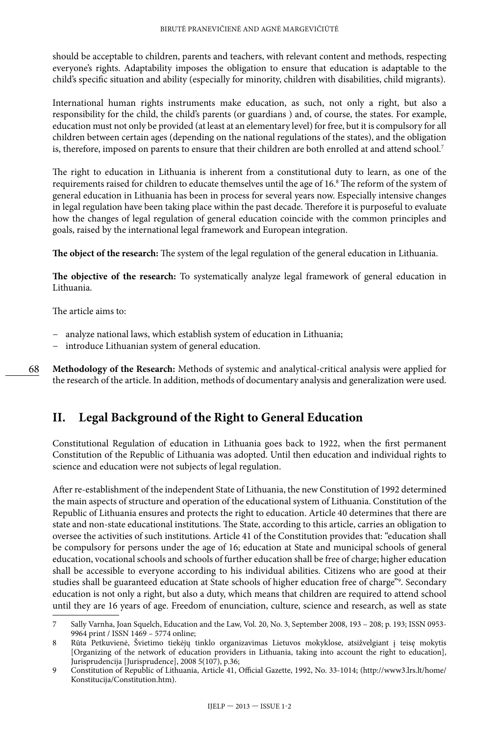should be acceptable to children, parents and teachers, with relevant content and methods, respecting everyone's rights. Adaptability imposes the obligation to ensure that education is adaptable to the child's specific situation and ability (especially for minority, children with disabilities, child migrants).

International human rights instruments make education, as such, not only a right, but also a responsibility for the child, the child's parents (or guardians ) and, of course, the states. For example, education must not only be provided (at least at an elementary level) for free, but it is compulsory for all children between certain ages (depending on the national regulations of the states), and the obligation is, therefore, imposed on parents to ensure that their children are both enrolled at and attend school.[7]

The right to education in Lithuania is inherent from a constitutional duty to learn, as one of the requirements raised for children to educate themselves until the age of 16.[8] The reform of the system of general education in Lithuania has been in process for several years now. Especially intensive changes in legal regulation have been taking place within the past decade. Therefore it is purposeful to evaluate how the changes of legal regulation of general education coincide with the common principles and goals, raised by the international legal framework and European integration.

**The object of the research:** The system of the legal regulation of the general education in Lithuania.

**The objective of the research:** To systematically analyze legal framework of general education in Lithuania.

The article aims to:

- analyze national laws, which establish system of education in Lithuania;
- introduce Lithuanian system of general education.

**Methodology of the Research:** Methods of systemic and analytical-critical analysis were applied for the research of the article. In addition, methods of documentary analysis and generalization were used.

## II. Legal Background of the Right to General Education

Constitutional Regulation of education in Lithuania goes back to 1922, when the first permanent Constitution of the Republic of Lithuania was adopted. Until then education and individual rights to science and education were not subjects of legal regulation.

After re-establishment of the independent State of Lithuania, the new Constitution of 1992 determined the main aspects of structure and operation of the educational system of Lithuania. Constitution of the Republic of Lithuania ensures and protects the right to education. Article 40 determines that there are state and non-state educational institutions. The State, according to this article, carries an obligation to oversee the activities of such institutions. Article 41 of the Constitution provides that: "education shall be compulsory for persons under the age of 16; education at State and municipal schools of general education, vocational schools and schools of further education shall be free of charge; higher education shall be accessible to everyone according to his individual abilities. Citizens who are good at their studies shall be guaranteed education at State schools of higher education free of charge"[9]. Secondary education is not only a right, but also a duty, which means that children are required to attend school until they are 16 years of age. Freedom of enunciation, culture, science and research, as well as state

---

7 Sally Varnha, Joan Squelch, Education and the Law, Vol. 20, No. 3, September 2008, 193 – 208; p. 193; ISSN 0953-9964 print / ISSN 1469 – 5774 online;

8 Rūta Petkuvienė, Švietimo tiekėjų tinklo organizavimas Lietuvos mokyklose, atsižvelgiant į teisę mokytis [Organizing of the network of education providers in Lithuania, taking into account the right to education], Jurisprudencija [Jurisprudence], 2008 5(107), p.36;

9 Constitution of Republic of Lithuania, Article 41, Official Gazette, 1992, No. 33-1014; (http://www3.lrs.lt/home/Konstitucija/Constitution.htm).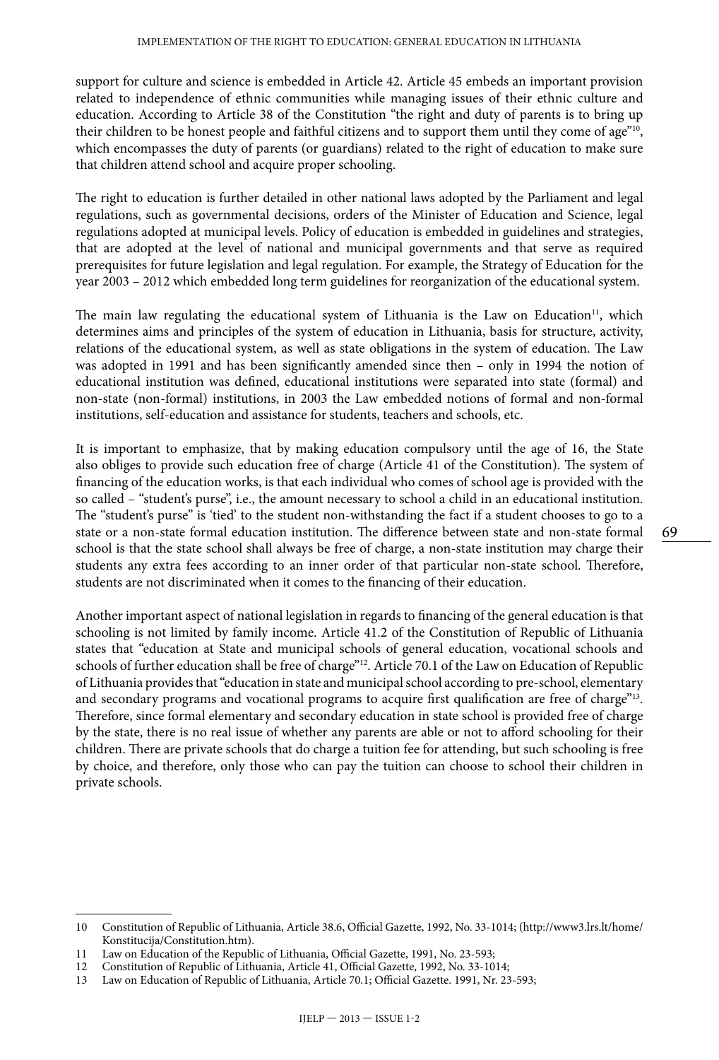support for culture and science is embedded in Article 42. Article 45 embeds an important provision related to independence of ethnic communities while managing issues of their ethnic culture and education. According to Article 38 of the Constitution "the right and duty of parents is to bring up their children to be honest people and faithful citizens and to support them until they come of age"[10], which encompasses the duty of parents (or guardians) related to the right of education to make sure that children attend school and acquire proper schooling.

The right to education is further detailed in other national laws adopted by the Parliament and legal regulations, such as governmental decisions, orders of the Minister of Education and Science, legal regulations adopted at municipal levels. Policy of education is embedded in guidelines and strategies, that are adopted at the level of national and municipal governments and that serve as required prerequisites for future legislation and legal regulation. For example, the Strategy of Education for the year 2003 – 2012 which embedded long term guidelines for reorganization of the educational system.

The main law regulating the educational system of Lithuania is the Law on Education[11], which determines aims and principles of the system of education in Lithuania, basis for structure, activity, relations of the educational system, as well as state obligations in the system of education. The Law was adopted in 1991 and has been significantly amended since then – only in 1994 the notion of educational institution was defined, educational institutions were separated into state (formal) and non-state (non-formal) institutions, in 2003 the Law embedded notions of formal and non-formal institutions, self-education and assistance for students, teachers and schools, etc.

It is important to emphasize, that by making education compulsory until the age of 16, the State also obliges to provide such education free of charge (Article 41 of the Constitution). The system of financing of the education works, is that each individual who comes of school age is provided with the so called – "student's purse", i.e., the amount necessary to school a child in an educational institution. The "student's purse" is 'tied' to the student non-withstanding the fact if a student chooses to go to a state or a non-state formal education institution. The difference between state and non-state formal school is that the state school shall always be free of charge, a non-state institution may charge their students any extra fees according to an inner order of that particular non-state school. Therefore, students are not discriminated when it comes to the financing of their education.

Another important aspect of national legislation in regards to financing of the general education is that schooling is not limited by family income. Article 41.2 of the Constitution of Republic of Lithuania states that "education at State and municipal schools of general education, vocational schools and schools of further education shall be free of charge"[12]. Article 70.1 of the Law on Education of Republic of Lithuania provides that "education in state and municipal school according to pre-school, elementary and secondary programs and vocational programs to acquire first qualification are free of charge"[13]. Therefore, since formal elementary and secondary education in state school is provided free of charge by the state, there is no real issue of whether any parents are able or not to afford schooling for their children. There are private schools that do charge a tuition fee for attending, but such schooling is free by choice, and therefore, only those who can pay the tuition can choose to school their children in private schools.

---

10 Constitution of Republic of Lithuania, Article 38.6, Official Gazette, 1992, No. 33-1014; (http://www3.lrs.lt/home/Konstitucija/Constitution.htm).

11 Law on Education of the Republic of Lithuania, Official Gazette, 1991, No. 23-593;

12 Constitution of Republic of Lithuania, Article 41, Official Gazette, 1992, No. 33-1014;

13 Law on Education of Republic of Lithuania, Article 70.1; Official Gazette. 1991, Nr. 23-593;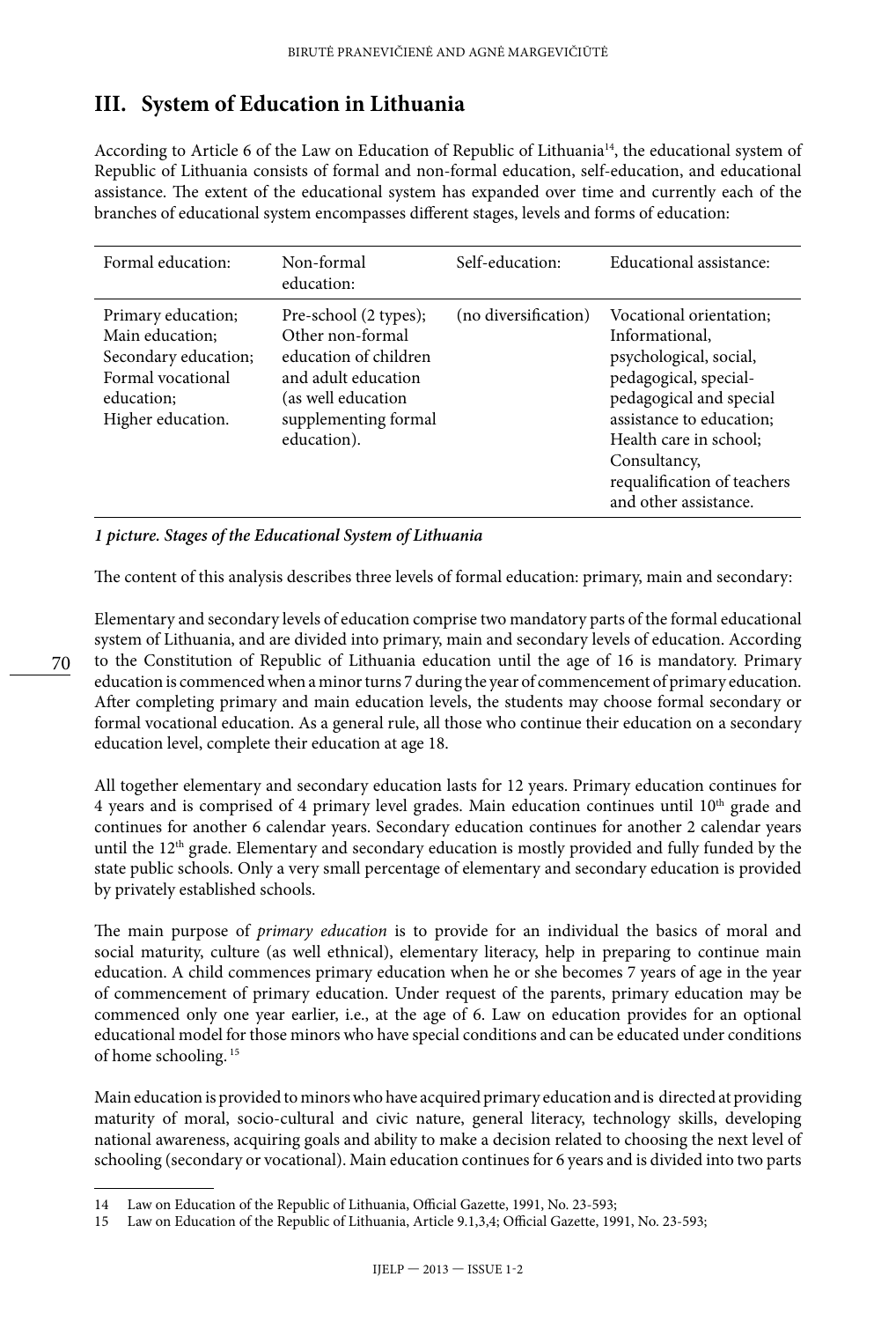## III. System of Education in Lithuania

According to Article 6 of the Law on Education of Republic of Lithuania[14], the educational system of Republic of Lithuania consists of formal and non-formal education, self-education, and educational assistance. The extent of the educational system has expanded over time and currently each of the branches of educational system encompasses different stages, levels and forms of education:

| Formal education: | Non-formal education: | Self-education: | Educational assistance: |
|---|---|---|---|
| Primary education;<br>Main education;<br>Secondary education;<br>Formal vocational education;<br>Higher education. | Pre-school (2 types);<br>Other non-formal education of children and adult education (as well education supplementing formal education). | (no diversification) | Vocational orientation;<br>Informational, psychological, social, pedagogical, special-pedagogical and special assistance to education;<br>Health care in school;<br>Consultancy, requalification of teachers and other assistance. |

***1 picture. Stages of the Educational System of Lithuania***

The content of this analysis describes three levels of formal education: primary, main and secondary:

Elementary and secondary levels of education comprise two mandatory parts of the formal educational system of Lithuania, and are divided into primary, main and secondary levels of education. According to the Constitution of Republic of Lithuania education until the age of 16 is mandatory. Primary education is commenced when a minor turns 7 during the year of commencement of primary education. After completing primary and main education levels, the students may choose formal secondary or formal vocational education. As a general rule, all those who continue their education on a secondary education level, complete their education at age 18.

All together elementary and secondary education lasts for 12 years. Primary education continues for 4 years and is comprised of 4 primary level grades. Main education continues until 10th grade and continues for another 6 calendar years. Secondary education continues for another 2 calendar years until the 12th grade. Elementary and secondary education is mostly provided and fully funded by the state public schools. Only a very small percentage of elementary and secondary education is provided by privately established schools.

The main purpose of *primary education* is to provide for an individual the basics of moral and social maturity, culture (as well ethnical), elementary literacy, help in preparing to continue main education. A child commences primary education when he or she becomes 7 years of age in the year of commencement of primary education. Under request of the parents, primary education may be commenced only one year earlier, i.e., at the age of 6. Law on education provides for an optional educational model for those minors who have special conditions and can be educated under conditions of home schooling.[15]

Main education is provided to minors who have acquired primary education and is directed at providing maturity of moral, socio-cultural and civic nature, general literacy, technology skills, developing national awareness, acquiring goals and ability to make a decision related to choosing the next level of schooling (secondary or vocational). Main education continues for 6 years and is divided into two parts

---

14 Law on Education of the Republic of Lithuania, Official Gazette, 1991, No. 23-593;

15 Law on Education of the Republic of Lithuania, Article 9.1,3,4; Official Gazette, 1991, No. 23-593;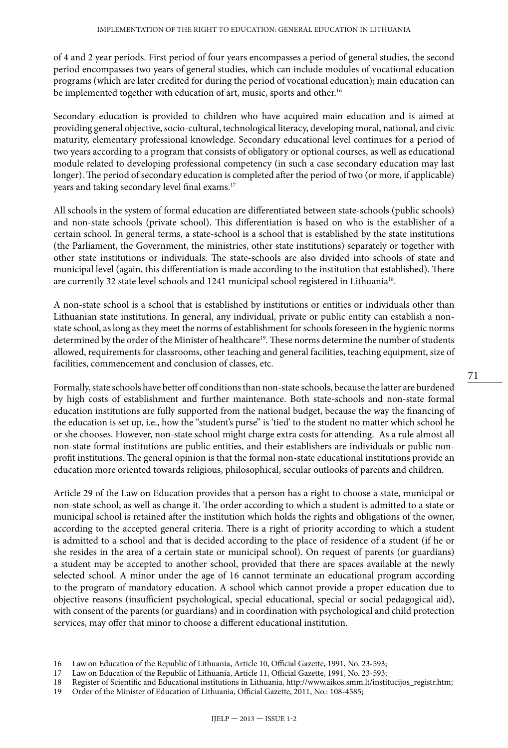of 4 and 2 year periods. First period of four years encompasses a period of general studies, the second period encompasses two years of general studies, which can include modules of vocational education programs (which are later credited for during the period of vocational education); main education can be implemented together with education of art, music, sports and other.[16]

Secondary education is provided to children who have acquired main education and is aimed at providing general objective, socio-cultural, technological literacy, developing moral, national, and civic maturity, elementary professional knowledge. Secondary educational level continues for a period of two years according to a program that consists of obligatory or optional courses, as well as educational module related to developing professional competency (in such a case secondary education may last longer). The period of secondary education is completed after the period of two (or more, if applicable) years and taking secondary level final exams.[17]

All schools in the system of formal education are differentiated between state-schools (public schools) and non-state schools (private school). This differentiation is based on who is the establisher of a certain school. In general terms, a state-school is a school that is established by the state institutions (the Parliament, the Government, the ministries, other state institutions) separately or together with other state institutions or individuals. The state-schools are also divided into schools of state and municipal level (again, this differentiation is made according to the institution that established). There are currently 32 state level schools and 1241 municipal school registered in Lithuania[18].

A non-state school is a school that is established by institutions or entities or individuals other than Lithuanian state institutions. In general, any individual, private or public entity can establish a non-state school, as long as they meet the norms of establishment for schools foreseen in the hygienic norms determined by the order of the Minister of healthcare[19]. These norms determine the number of students allowed, requirements for classrooms, other teaching and general facilities, teaching equipment, size of facilities, commencement and conclusion of classes, etc.

Formally, state schools have better off conditions than non-state schools, because the latter are burdened by high costs of establishment and further maintenance. Both state-schools and non-state formal education institutions are fully supported from the national budget, because the way the financing of the education is set up, i.e., how the "student's purse" is 'tied' to the student no matter which school he or she chooses. However, non-state school might charge extra costs for attending. As a rule almost all non-state formal institutions are public entities, and their establishers are individuals or public non-profit institutions. The general opinion is that the formal non-state educational institutions provide an education more oriented towards religious, philosophical, secular outlooks of parents and children.

Article 29 of the Law on Education provides that a person has a right to choose a state, municipal or non-state school, as well as change it. The order according to which a student is admitted to a state or municipal school is retained after the institution which holds the rights and obligations of the owner, according to the accepted general criteria. There is a right of priority according to which a student is admitted to a school and that is decided according to the place of residence of a student (if he or she resides in the area of a certain state or municipal school). On request of parents (or guardians) a student may be accepted to another school, provided that there are spaces available at the newly selected school. A minor under the age of 16 cannot terminate an educational program according to the program of mandatory education. A school which cannot provide a proper education due to objective reasons (insufficient psychological, special educational, special or social pedagogical aid), with consent of the parents (or guardians) and in coordination with psychological and child protection services, may offer that minor to choose a different educational institution.

---

16 Law on Education of the Republic of Lithuania, Article 10, Official Gazette, 1991, No. 23-593;

17 Law on Education of the Republic of Lithuania, Article 11, Official Gazette, 1991, No. 23-593;

18 Register of Scientific and Educational institutions in Lithuania, http://www.aikos.smm.lt/institucijos_registr.htm;

19 Order of the Minister of Education of Lithuania, Official Gazette, 2011, No.: 108-4585;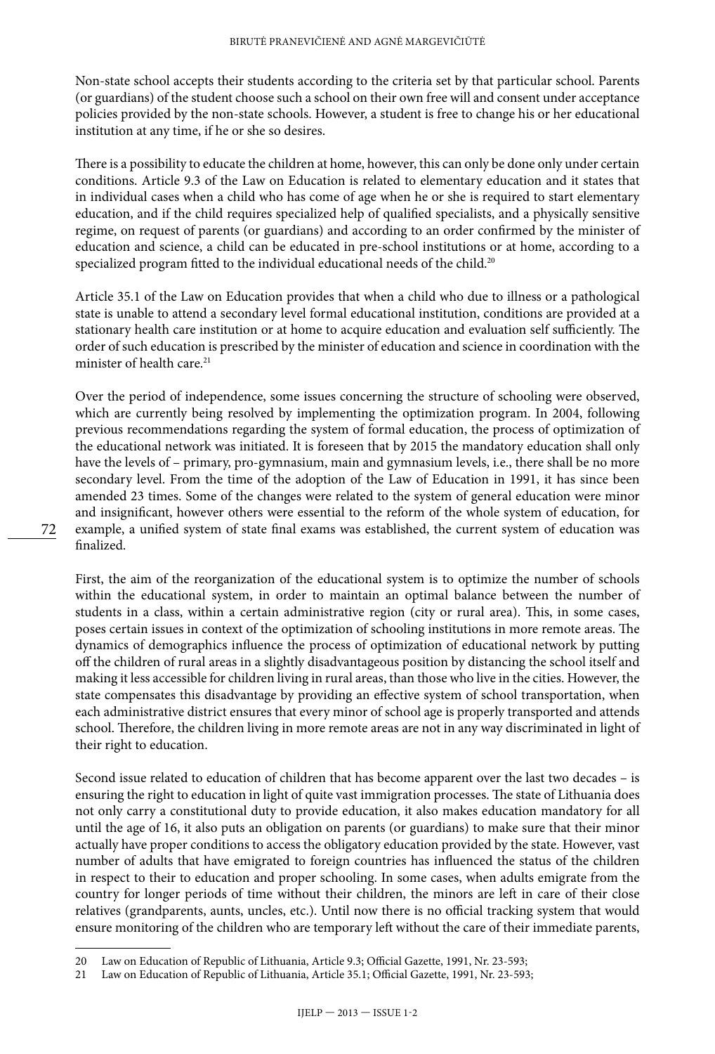Non-state school accepts their students according to the criteria set by that particular school. Parents (or guardians) of the student choose such a school on their own free will and consent under acceptance policies provided by the non-state schools. However, a student is free to change his or her educational institution at any time, if he or she so desires.

There is a possibility to educate the children at home, however, this can only be done only under certain conditions. Article 9.3 of the Law on Education is related to elementary education and it states that in individual cases when a child who has come of age when he or she is required to start elementary education, and if the child requires specialized help of qualified specialists, and a physically sensitive regime, on request of parents (or guardians) and according to an order confirmed by the minister of education and science, a child can be educated in pre-school institutions or at home, according to a specialized program fitted to the individual educational needs of the child.[20]

Article 35.1 of the Law on Education provides that when a child who due to illness or a pathological state is unable to attend a secondary level formal educational institution, conditions are provided at a stationary health care institution or at home to acquire education and evaluation self sufficiently. The order of such education is prescribed by the minister of education and science in coordination with the minister of health care.[21]

Over the period of independence, some issues concerning the structure of schooling were observed, which are currently being resolved by implementing the optimization program. In 2004, following previous recommendations regarding the system of formal education, the process of optimization of the educational network was initiated. It is foreseen that by 2015 the mandatory education shall only have the levels of – primary, pro-gymnasium, main and gymnasium levels, i.e., there shall be no more secondary level. From the time of the adoption of the Law of Education in 1991, it has since been amended 23 times. Some of the changes were related to the system of general education were minor and insignificant, however others were essential to the reform of the whole system of education, for example, a unified system of state final exams was established, the current system of education was finalized.

First, the aim of the reorganization of the educational system is to optimize the number of schools within the educational system, in order to maintain an optimal balance between the number of students in a class, within a certain administrative region (city or rural area). This, in some cases, poses certain issues in context of the optimization of schooling institutions in more remote areas. The dynamics of demographics influence the process of optimization of educational network by putting off the children of rural areas in a slightly disadvantageous position by distancing the school itself and making it less accessible for children living in rural areas, than those who live in the cities. However, the state compensates this disadvantage by providing an effective system of school transportation, when each administrative district ensures that every minor of school age is properly transported and attends school. Therefore, the children living in more remote areas are not in any way discriminated in light of their right to education.

Second issue related to education of children that has become apparent over the last two decades – is ensuring the right to education in light of quite vast immigration processes. The state of Lithuania does not only carry a constitutional duty to provide education, it also makes education mandatory for all until the age of 16, it also puts an obligation on parents (or guardians) to make sure that their minor actually have proper conditions to access the obligatory education provided by the state. However, vast number of adults that have emigrated to foreign countries has influenced the status of the children in respect to their to education and proper schooling. In some cases, when adults emigrate from the country for longer periods of time without their children, the minors are left in care of their close relatives (grandparents, aunts, uncles, etc.). Until now there is no official tracking system that would ensure monitoring of the children who are temporary left without the care of their immediate parents,

---

20 Law on Education of Republic of Lithuania, Article 9.3; Official Gazette, 1991, Nr. 23-593;

21 Law on Education of Republic of Lithuania, Article 35.1; Official Gazette, 1991, Nr. 23-593;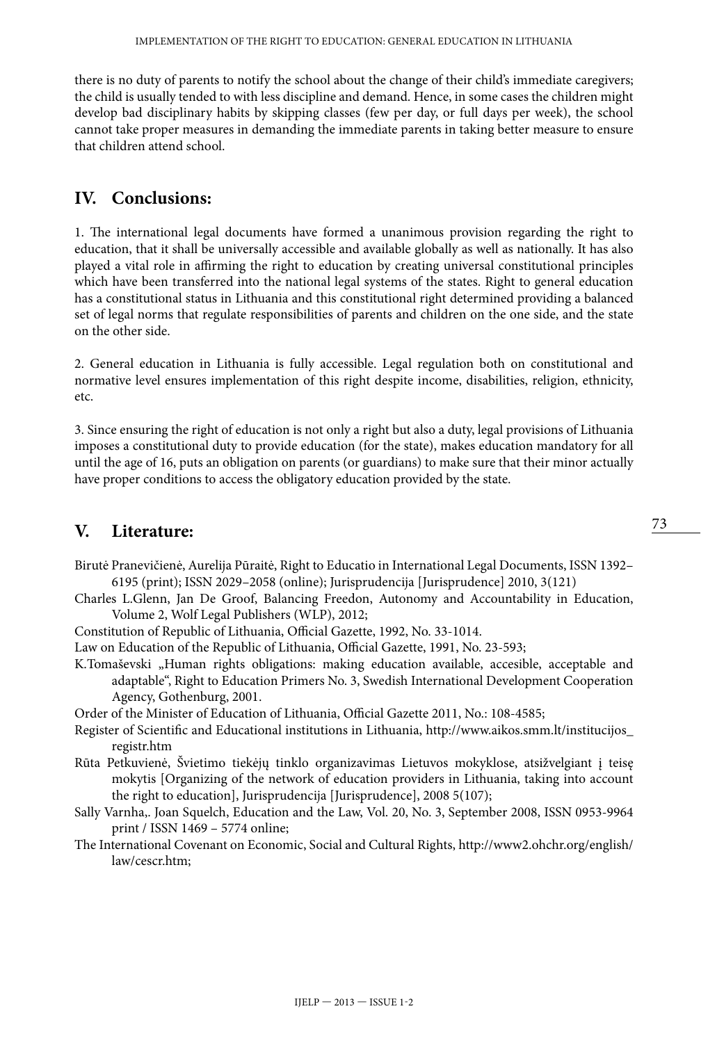there is no duty of parents to notify the school about the change of their child's immediate caregivers; the child is usually tended to with less discipline and demand. Hence, in some cases the children might develop bad disciplinary habits by skipping classes (few per day, or full days per week), the school cannot take proper measures in demanding the immediate parents in taking better measure to ensure that children attend school.

## IV. Conclusions:

1. The international legal documents have formed a unanimous provision regarding the right to education, that it shall be universally accessible and available globally as well as nationally. It has also played a vital role in affirming the right to education by creating universal constitutional principles which have been transferred into the national legal systems of the states. Right to general education has a constitutional status in Lithuania and this constitutional right determined providing a balanced set of legal norms that regulate responsibilities of parents and children on the one side, and the state on the other side.

2. General education in Lithuania is fully accessible. Legal regulation both on constitutional and normative level ensures implementation of this right despite income, disabilities, religion, ethnicity, etc.

3. Since ensuring the right of education is not only a right but also a duty, legal provisions of Lithuania imposes a constitutional duty to provide education (for the state), makes education mandatory for all until the age of 16, puts an obligation on parents (or guardians) to make sure that their minor actually have proper conditions to access the obligatory education provided by the state.

## V. Literature:

Birutė Pranevičienė, Aurelija Pūraitė, Right to Educatio in International Legal Documents, ISSN 1392–6195 (print); ISSN 2029–2058 (online); Jurisprudencija [Jurisprudence] 2010, 3(121)

Charles L.Glenn, Jan De Groof, Balancing Freedon, Autonomy and Accountability in Education, Volume 2, Wolf Legal Publishers (WLP), 2012;

Constitution of Republic of Lithuania, Official Gazette, 1992, No. 33-1014.

Law on Education of the Republic of Lithuania, Official Gazette, 1991, No. 23-593;

K.Tomaševski „Human rights obligations: making education available, accesible, acceptable and adaptable", Right to Education Primers No. 3, Swedish International Development Cooperation Agency, Gothenburg, 2001.

Order of the Minister of Education of Lithuania, Official Gazette 2011, No.: 108-4585;

Register of Scientific and Educational institutions in Lithuania, http://www.aikos.smm.lt/institucijos_registr.htm

Rūta Petkuvienė, Švietimo tiekėjų tinklo organizavimas Lietuvos mokyklose, atsižvelgiant į teisę mokytis [Organizing of the network of education providers in Lithuania, taking into account the right to education], Jurisprudencija [Jurisprudence], 2008 5(107);

Sally Varnha,. Joan Squelch, Education and the Law, Vol. 20, No. 3, September 2008, ISSN 0953-9964 print / ISSN 1469 – 5774 online;

The International Covenant on Economic, Social and Cultural Rights, http://www2.ohchr.org/english/law/cescr.htm;